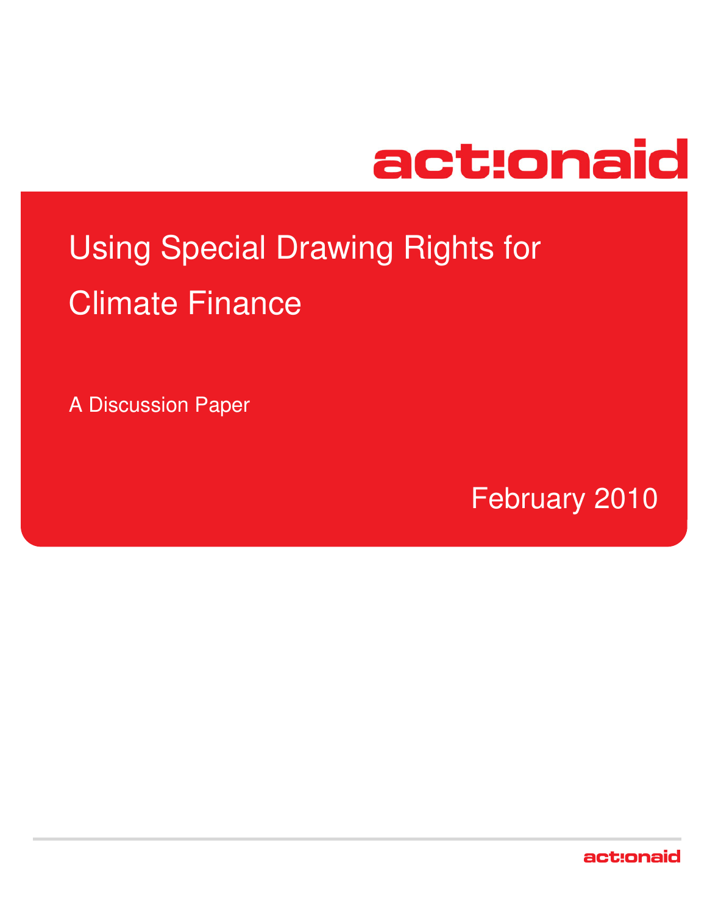actionaid

# Using Special Drawing Rights for Climate Finance

A Discussion Paper

February 2010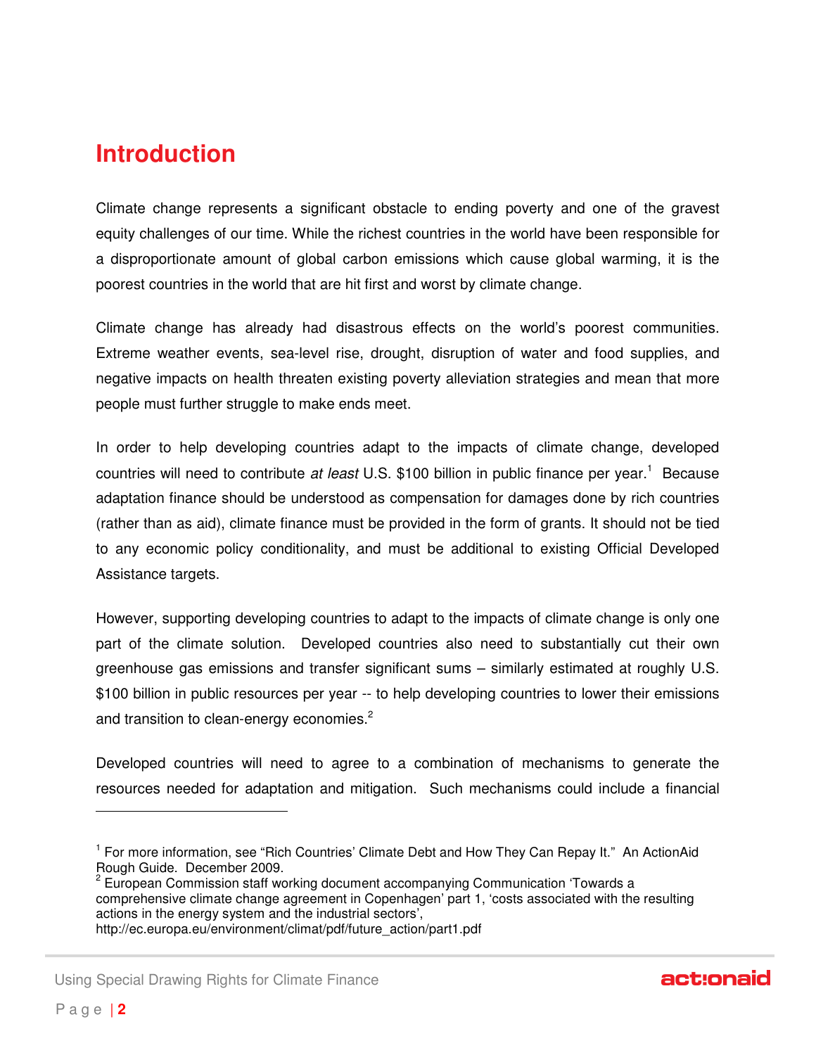# Introduction

Climate change represents a significant obstacle to ending poverty and one of the gravest equity challenges of our time. While the richest countries in the world have been responsible for a disproportionate amount of global carbon emissions which cause global warming, it is the poorest countries in the world that are hit first and worst by climate change.

Climate change has already had disastrous effects on the world's poorest communities. Extreme weather events, sea-level rise, drought, disruption of water and food supplies, and negative impacts on health threaten existing poverty alleviation strategies and mean that more people must further struggle to make ends meet.

In order to help developing countries adapt to the impacts of climate change, developed countries will need to contribute *at least* U.S. $100 billion in public finance per year.[1] Because adaptation finance should be understood as compensation for damages done by rich countries (rather than as aid), climate finance must be provided in the form of grants. It should not be tied to any economic policy conditionality, and must be additional to existing Official Developed Assistance targets.

However, supporting developing countries to adapt to the impacts of climate change is only one part of the climate solution. Developed countries also need to substantially cut their own greenhouse gas emissions and transfer significant sums – similarly estimated at roughly U.S. $100 billion in public resources per year -- to help developing countries to lower their emissions and transition to clean-energy economies.[2]

Developed countries will need to agree to a combination of mechanisms to generate the resources needed for adaptation and mitigation. Such mechanisms could include a financial

---

[1] For more information, see "Rich Countries' Climate Debt and How They Can Repay It." An ActionAid Rough Guide. December 2009.

[2] European Commission staff working document accompanying Communication 'Towards a comprehensive climate change agreement in Copenhagen' part 1, 'costs associated with the resulting actions in the energy system and the industrial sectors', http://ec.europa.eu/environment/climat/pdf/future_action/part1.pdf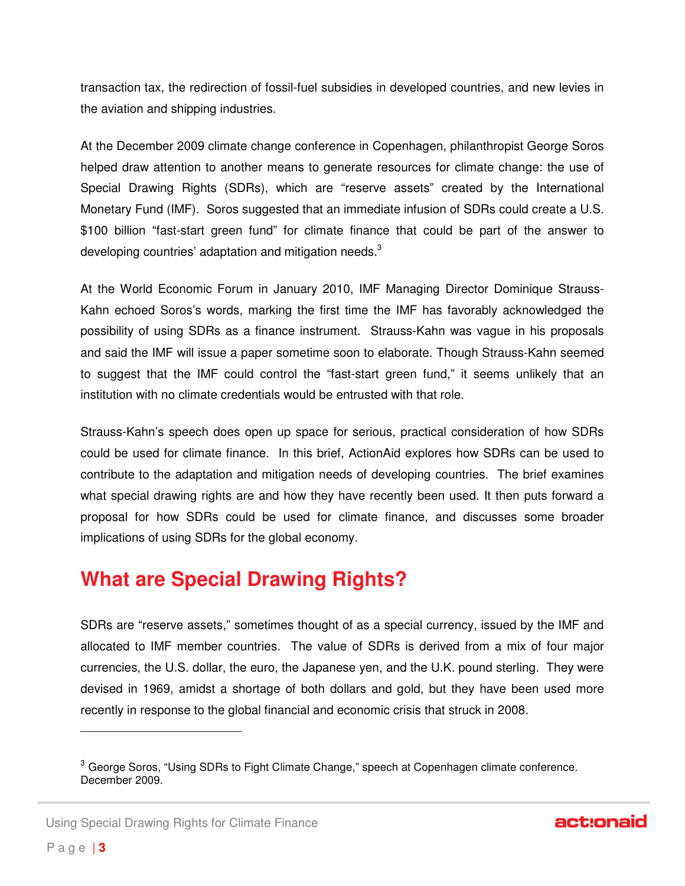transaction tax, the redirection of fossil-fuel subsidies in developed countries, and new levies in the aviation and shipping industries.

At the December 2009 climate change conference in Copenhagen, philanthropist George Soros helped draw attention to another means to generate resources for climate change: the use of Special Drawing Rights (SDRs), which are "reserve assets" created by the International Monetary Fund (IMF). Soros suggested that an immediate infusion of SDRs could create a U.S. $100 billion "fast-start green fund" for climate finance that could be part of the answer to developing countries' adaptation and mitigation needs.[3]

At the World Economic Forum in January 2010, IMF Managing Director Dominique Strauss-Kahn echoed Soros's words, marking the first time the IMF has favorably acknowledged the possibility of using SDRs as a finance instrument. Strauss-Kahn was vague in his proposals and said the IMF will issue a paper sometime soon to elaborate. Though Strauss-Kahn seemed to suggest that the IMF could control the "fast-start green fund," it seems unlikely that an institution with no climate credentials would be entrusted with that role.

Strauss-Kahn's speech does open up space for serious, practical consideration of how SDRs could be used for climate finance. In this brief, ActionAid explores how SDRs can be used to contribute to the adaptation and mitigation needs of developing countries. The brief examines what special drawing rights are and how they have recently been used. It then puts forward a proposal for how SDRs could be used for climate finance, and discusses some broader implications of using SDRs for the global economy.

## What are Special Drawing Rights?

SDRs are "reserve assets," sometimes thought of as a special currency, issued by the IMF and allocated to IMF member countries. The value of SDRs is derived from a mix of four major currencies, the U.S. dollar, the euro, the Japanese yen, and the U.K. pound sterling. They were devised in 1969, amidst a shortage of both dollars and gold, but they have been used more recently in response to the global financial and economic crisis that struck in 2008.

---

[3] George Soros, "Using SDRs to Fight Climate Change," speech at Copenhagen climate conference. December 2009.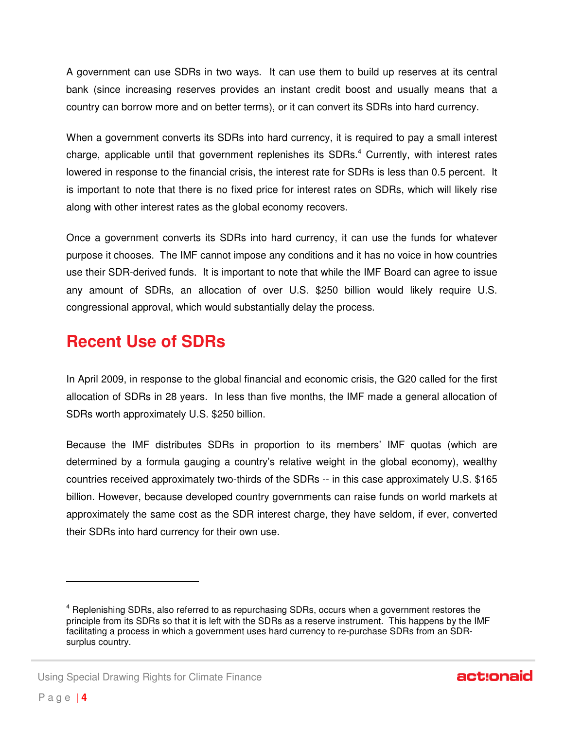A government can use SDRs in two ways. It can use them to build up reserves at its central bank (since increasing reserves provides an instant credit boost and usually means that a country can borrow more and on better terms), or it can convert its SDRs into hard currency.

When a government converts its SDRs into hard currency, it is required to pay a small interest charge, applicable until that government replenishes its SDRs.[4] Currently, with interest rates lowered in response to the financial crisis, the interest rate for SDRs is less than 0.5 percent. It is important to note that there is no fixed price for interest rates on SDRs, which will likely rise along with other interest rates as the global economy recovers.

Once a government converts its SDRs into hard currency, it can use the funds for whatever purpose it chooses. The IMF cannot impose any conditions and it has no voice in how countries use their SDR-derived funds. It is important to note that while the IMF Board can agree to issue any amount of SDRs, an allocation of over U.S. $250 billion would likely require U.S. congressional approval, which would substantially delay the process.

## Recent Use of SDRs

In April 2009, in response to the global financial and economic crisis, the G20 called for the first allocation of SDRs in 28 years. In less than five months, the IMF made a general allocation of SDRs worth approximately U.S. $250 billion.

Because the IMF distributes SDRs in proportion to its members' IMF quotas (which are determined by a formula gauging a country's relative weight in the global economy), wealthy countries received approximately two-thirds of the SDRs -- in this case approximately U.S. $165 billion. However, because developed country governments can raise funds on world markets at approximately the same cost as the SDR interest charge, they have seldom, if ever, converted their SDRs into hard currency for their own use.

---

[4] Replenishing SDRs, also referred to as repurchasing SDRs, occurs when a government restores the principle from its SDRs so that it is left with the SDRs as a reserve instrument. This happens by the IMF facilitating a process in which a government uses hard currency to re-purchase SDRs from an SDR-surplus country.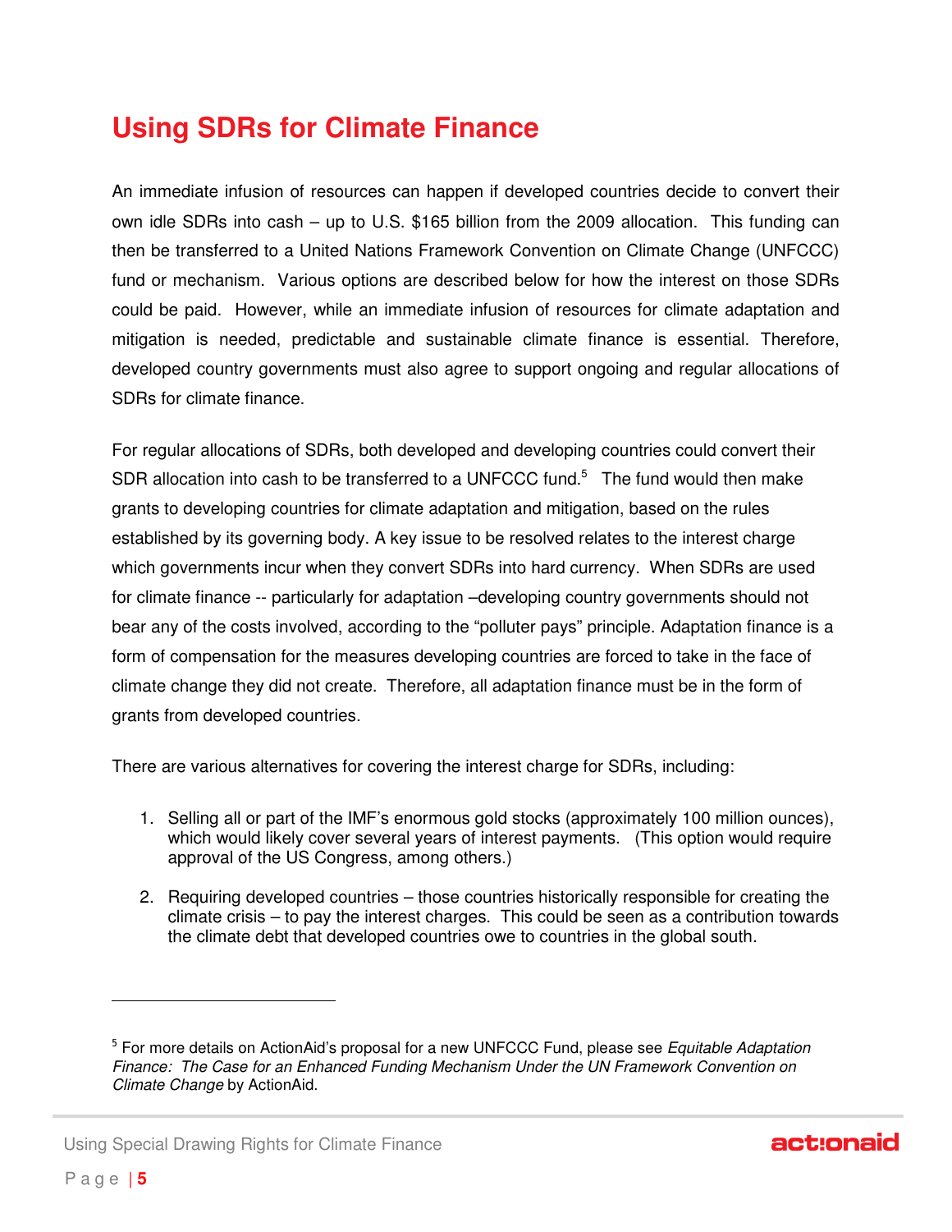# Using SDRs for Climate Finance

An immediate infusion of resources can happen if developed countries decide to convert their own idle SDRs into cash – up to U.S. $165 billion from the 2009 allocation. This funding can then be transferred to a United Nations Framework Convention on Climate Change (UNFCCC) fund or mechanism. Various options are described below for how the interest on those SDRs could be paid. However, while an immediate infusion of resources for climate adaptation and mitigation is needed, predictable and sustainable climate finance is essential. Therefore, developed country governments must also agree to support ongoing and regular allocations of SDRs for climate finance.

For regular allocations of SDRs, both developed and developing countries could convert their SDR allocation into cash to be transferred to a UNFCCC fund.[5] The fund would then make grants to developing countries for climate adaptation and mitigation, based on the rules established by its governing body. A key issue to be resolved relates to the interest charge which governments incur when they convert SDRs into hard currency. When SDRs are used for climate finance -- particularly for adaptation –developing country governments should not bear any of the costs involved, according to the "polluter pays" principle. Adaptation finance is a form of compensation for the measures developing countries are forced to take in the face of climate change they did not create. Therefore, all adaptation finance must be in the form of grants from developed countries.

There are various alternatives for covering the interest charge for SDRs, including:

1. Selling all or part of the IMF's enormous gold stocks (approximately 100 million ounces), which would likely cover several years of interest payments. (This option would require approval of the US Congress, among others.)
2. Requiring developed countries – those countries historically responsible for creating the climate crisis – to pay the interest charges. This could be seen as a contribution towards the climate debt that developed countries owe to countries in the global south.

[5] For more details on ActionAid's proposal for a new UNFCCC Fund, please see *Equitable Adaptation Finance: The Case for an Enhanced Funding Mechanism Under the UN Framework Convention on Climate Change* by ActionAid.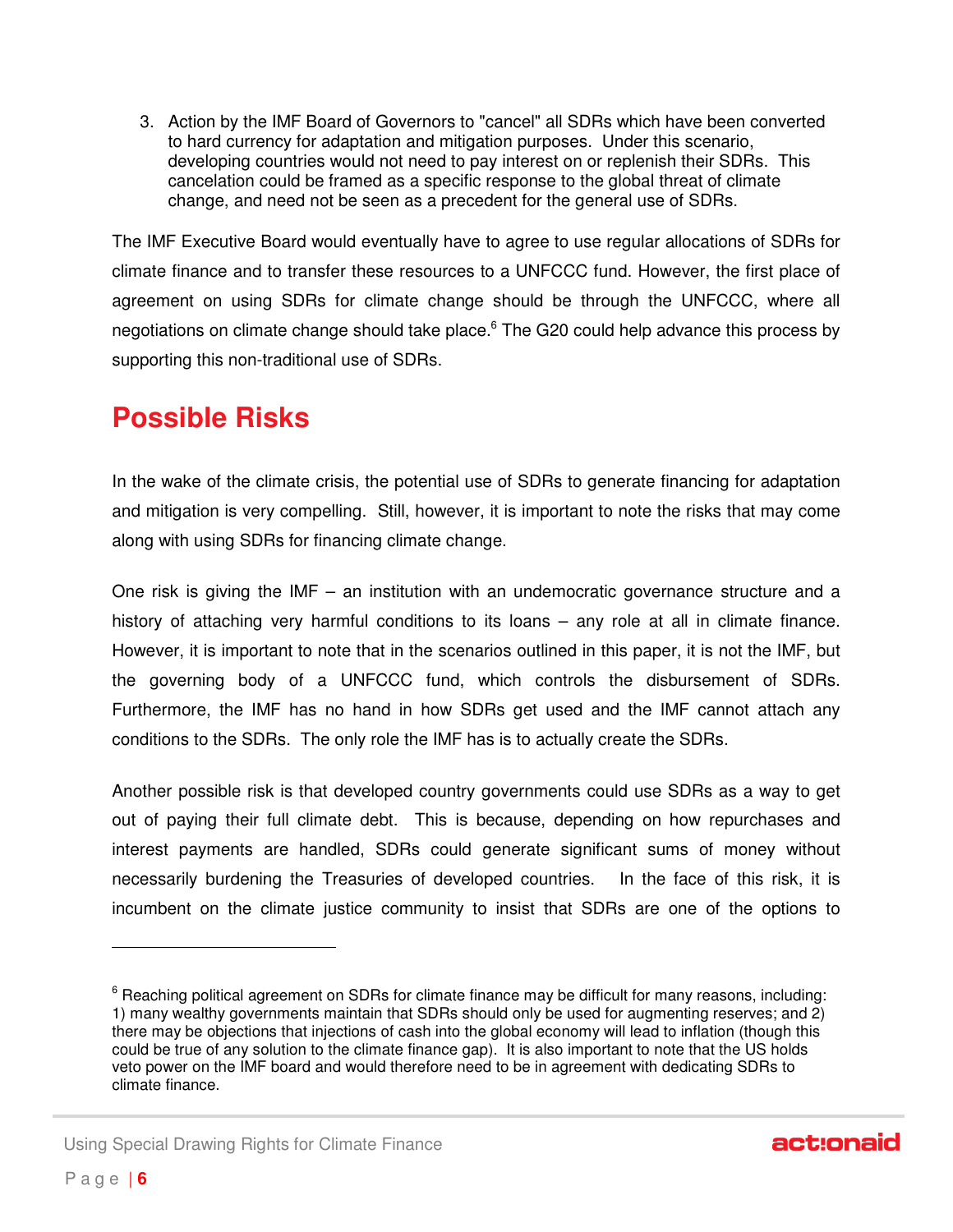3. Action by the IMF Board of Governors to "cancel" all SDRs which have been converted to hard currency for adaptation and mitigation purposes. Under this scenario, developing countries would not need to pay interest on or replenish their SDRs. This cancelation could be framed as a specific response to the global threat of climate change, and need not be seen as a precedent for the general use of SDRs.

The IMF Executive Board would eventually have to agree to use regular allocations of SDRs for climate finance and to transfer these resources to a UNFCCC fund. However, the first place of agreement on using SDRs for climate change should be through the UNFCCC, where all negotiations on climate change should take place.[6] The G20 could help advance this process by supporting this non-traditional use of SDRs.

## Possible Risks

In the wake of the climate crisis, the potential use of SDRs to generate financing for adaptation and mitigation is very compelling. Still, however, it is important to note the risks that may come along with using SDRs for financing climate change.

One risk is giving the IMF – an institution with an undemocratic governance structure and a history of attaching very harmful conditions to its loans – any role at all in climate finance. However, it is important to note that in the scenarios outlined in this paper, it is not the IMF, but the governing body of a UNFCCC fund, which controls the disbursement of SDRs. Furthermore, the IMF has no hand in how SDRs get used and the IMF cannot attach any conditions to the SDRs. The only role the IMF has is to actually create the SDRs.

Another possible risk is that developed country governments could use SDRs as a way to get out of paying their full climate debt. This is because, depending on how repurchases and interest payments are handled, SDRs could generate significant sums of money without necessarily burdening the Treasuries of developed countries. In the face of this risk, it is incumbent on the climate justice community to insist that SDRs are one of the options to

---

[6] Reaching political agreement on SDRs for climate finance may be difficult for many reasons, including: 1) many wealthy governments maintain that SDRs should only be used for augmenting reserves; and 2) there may be objections that injections of cash into the global economy will lead to inflation (though this could be true of any solution to the climate finance gap). It is also important to note that the US holds veto power on the IMF board and would therefore need to be in agreement with dedicating SDRs to climate finance.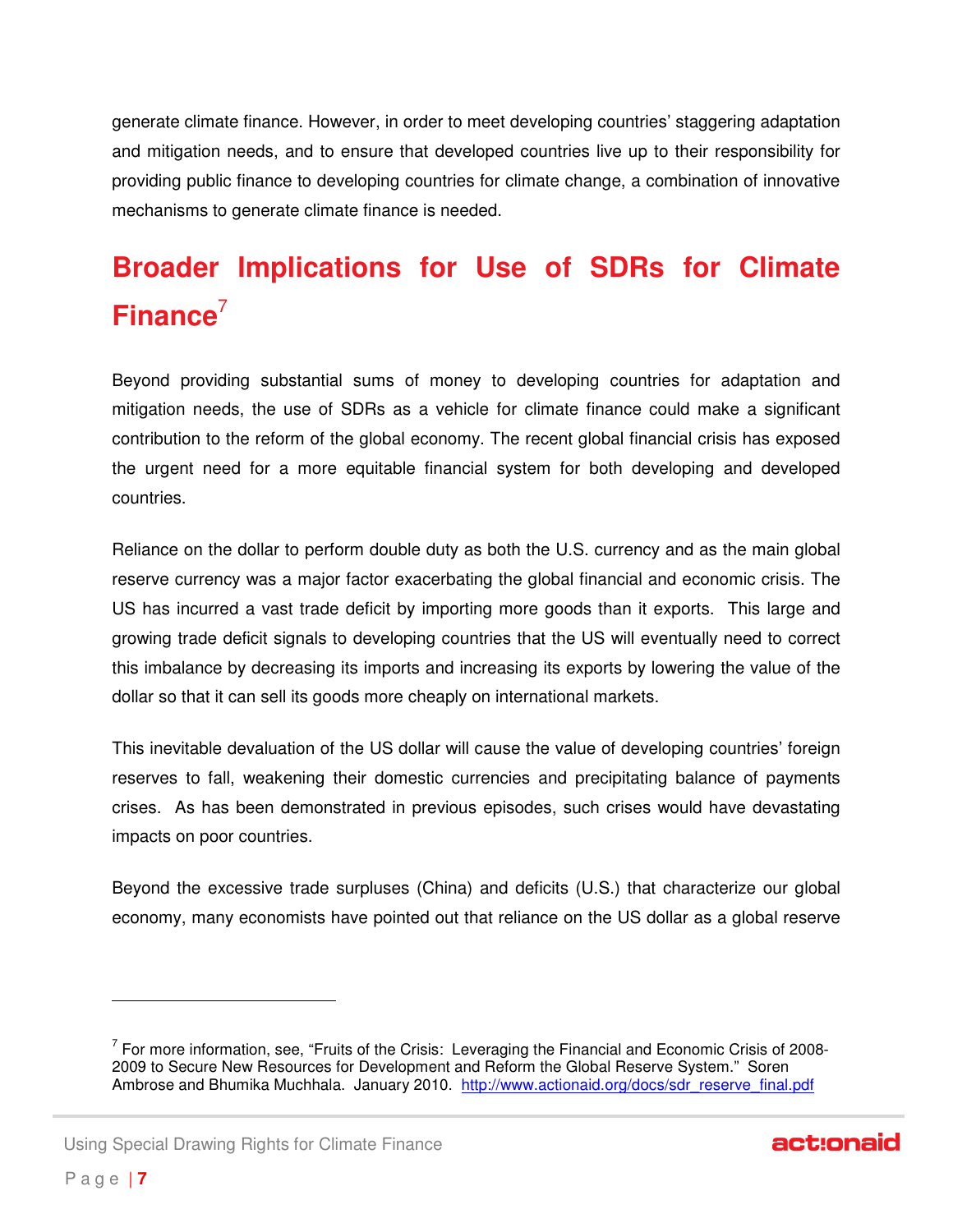generate climate finance. However, in order to meet developing countries' staggering adaptation and mitigation needs, and to ensure that developed countries live up to their responsibility for providing public finance to developing countries for climate change, a combination of innovative mechanisms to generate climate finance is needed.

## Broader Implications for Use of SDRs for Climate Finance[7]

Beyond providing substantial sums of money to developing countries for adaptation and mitigation needs, the use of SDRs as a vehicle for climate finance could make a significant contribution to the reform of the global economy. The recent global financial crisis has exposed the urgent need for a more equitable financial system for both developing and developed countries.

Reliance on the dollar to perform double duty as both the U.S. currency and as the main global reserve currency was a major factor exacerbating the global financial and economic crisis. The US has incurred a vast trade deficit by importing more goods than it exports. This large and growing trade deficit signals to developing countries that the US will eventually need to correct this imbalance by decreasing its imports and increasing its exports by lowering the value of the dollar so that it can sell its goods more cheaply on international markets.

This inevitable devaluation of the US dollar will cause the value of developing countries' foreign reserves to fall, weakening their domestic currencies and precipitating balance of payments crises. As has been demonstrated in previous episodes, such crises would have devastating impacts on poor countries.

Beyond the excessive trade surpluses (China) and deficits (U.S.) that characterize our global economy, many economists have pointed out that reliance on the US dollar as a global reserve

---

[7] For more information, see, "Fruits of the Crisis: Leveraging the Financial and Economic Crisis of 2008-2009 to Secure New Resources for Development and Reform the Global Reserve System." Soren Ambrose and Bhumika Muchhala. January 2010. http://www.actionaid.org/docs/sdr_reserve_final.pdf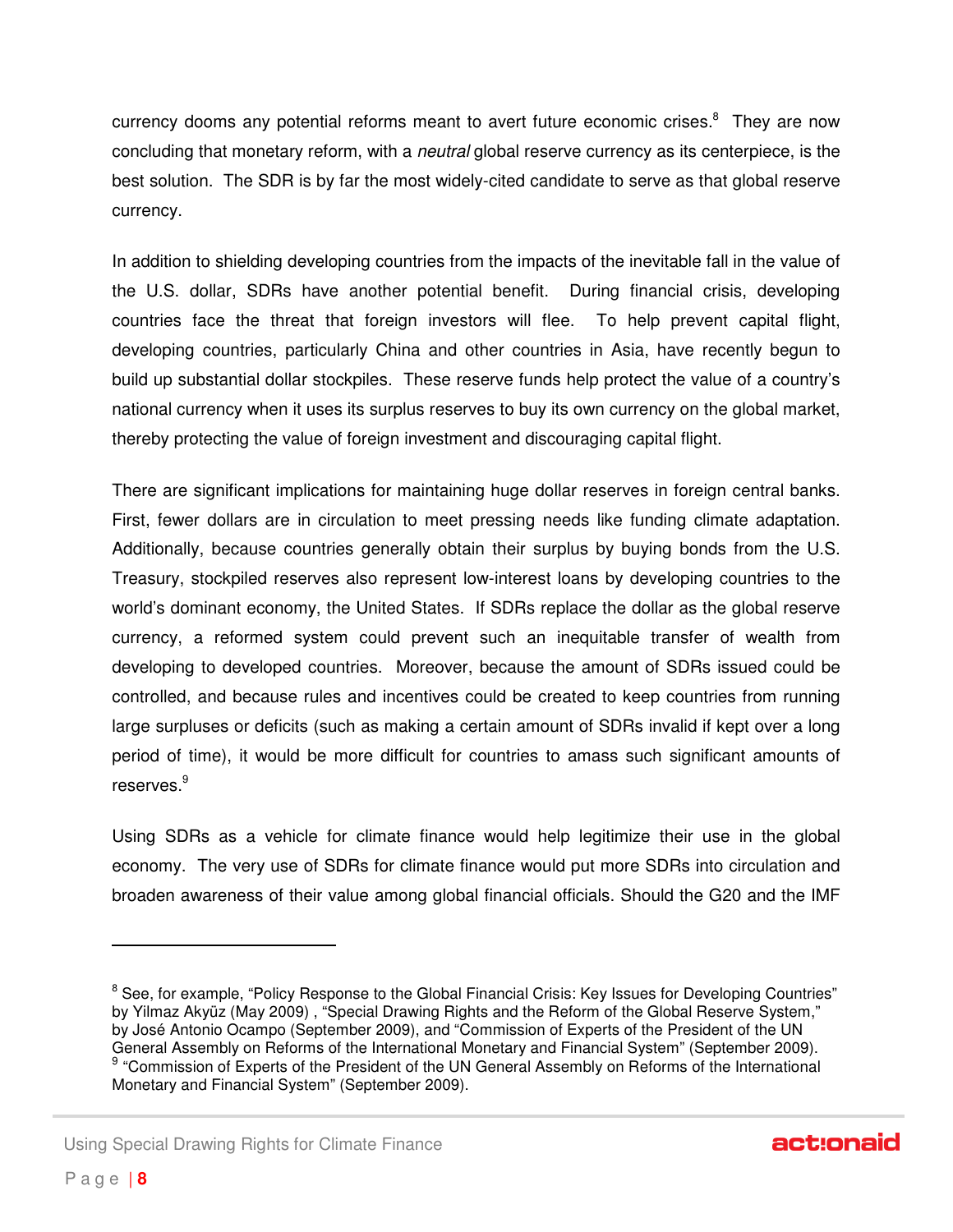currency dooms any potential reforms meant to avert future economic crises.[8] They are now concluding that monetary reform, with a *neutral* global reserve currency as its centerpiece, is the best solution. The SDR is by far the most widely-cited candidate to serve as that global reserve currency.

In addition to shielding developing countries from the impacts of the inevitable fall in the value of the U.S. dollar, SDRs have another potential benefit. During financial crisis, developing countries face the threat that foreign investors will flee. To help prevent capital flight, developing countries, particularly China and other countries in Asia, have recently begun to build up substantial dollar stockpiles. These reserve funds help protect the value of a country's national currency when it uses its surplus reserves to buy its own currency on the global market, thereby protecting the value of foreign investment and discouraging capital flight.

There are significant implications for maintaining huge dollar reserves in foreign central banks. First, fewer dollars are in circulation to meet pressing needs like funding climate adaptation. Additionally, because countries generally obtain their surplus by buying bonds from the U.S. Treasury, stockpiled reserves also represent low-interest loans by developing countries to the world's dominant economy, the United States. If SDRs replace the dollar as the global reserve currency, a reformed system could prevent such an inequitable transfer of wealth from developing to developed countries. Moreover, because the amount of SDRs issued could be controlled, and because rules and incentives could be created to keep countries from running large surpluses or deficits (such as making a certain amount of SDRs invalid if kept over a long period of time), it would be more difficult for countries to amass such significant amounts of reserves.[9]

Using SDRs as a vehicle for climate finance would help legitimize their use in the global economy. The very use of SDRs for climate finance would put more SDRs into circulation and broaden awareness of their value among global financial officials. Should the G20 and the IMF

---

[8] See, for example, "Policy Response to the Global Financial Crisis: Key Issues for Developing Countries" by Yilmaz Akyüz (May 2009) , "Special Drawing Rights and the Reform of the Global Reserve System," by José Antonio Ocampo (September 2009), and "Commission of Experts of the President of the UN General Assembly on Reforms of the International Monetary and Financial System" (September 2009).

[9] "Commission of Experts of the President of the UN General Assembly on Reforms of the International Monetary and Financial System" (September 2009).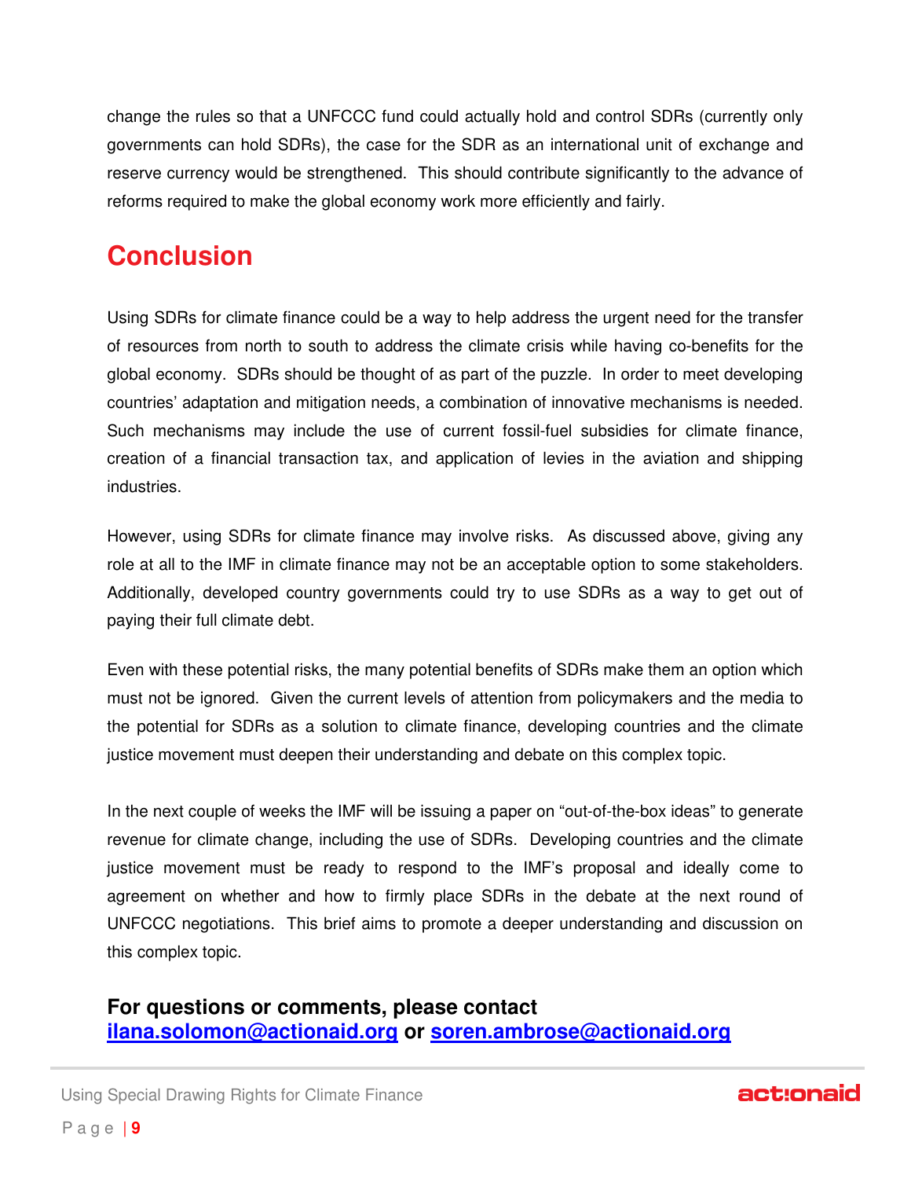change the rules so that a UNFCCC fund could actually hold and control SDRs (currently only governments can hold SDRs), the case for the SDR as an international unit of exchange and reserve currency would be strengthened. This should contribute significantly to the advance of reforms required to make the global economy work more efficiently and fairly.

# Conclusion

Using SDRs for climate finance could be a way to help address the urgent need for the transfer of resources from north to south to address the climate crisis while having co-benefits for the global economy. SDRs should be thought of as part of the puzzle. In order to meet developing countries' adaptation and mitigation needs, a combination of innovative mechanisms is needed. Such mechanisms may include the use of current fossil-fuel subsidies for climate finance, creation of a financial transaction tax, and application of levies in the aviation and shipping industries.

However, using SDRs for climate finance may involve risks. As discussed above, giving any role at all to the IMF in climate finance may not be an acceptable option to some stakeholders. Additionally, developed country governments could try to use SDRs as a way to get out of paying their full climate debt.

Even with these potential risks, the many potential benefits of SDRs make them an option which must not be ignored. Given the current levels of attention from policymakers and the media to the potential for SDRs as a solution to climate finance, developing countries and the climate justice movement must deepen their understanding and debate on this complex topic.

In the next couple of weeks the IMF will be issuing a paper on "out-of-the-box ideas" to generate revenue for climate change, including the use of SDRs. Developing countries and the climate justice movement must be ready to respond to the IMF's proposal and ideally come to agreement on whether and how to firmly place SDRs in the debate at the next round of UNFCCC negotiations. This brief aims to promote a deeper understanding and discussion on this complex topic.

**For questions or comments, please contact**
**ilana.solomon@actionaid.org or soren.ambrose@actionaid.org**